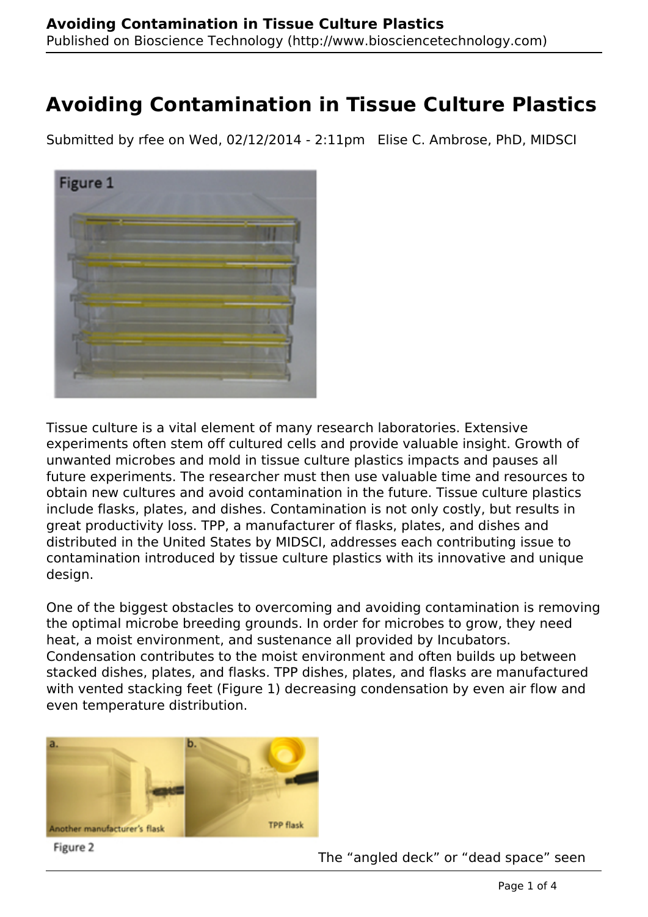# Avoiding Contamination in Tissue Culture Plastics

Submitted by rfee on Wed, 02/12/2014 - 2:11pm Elise C. Ambrose, PhD, MIDSCI

Figure 1

Tissue culture is a vital element of many research laboratories. Extensive experiments often stem off cultured cells and provide valuable insight. Growth of unwanted microbes and mold in tissue culture plastics impacts and pauses all future experiments. The researcher must then use valuable time and resources to obtain new cultures and avoid contamination in the future. Tissue culture plastics include flasks, plates, and dishes. Contamination is not only costly, but results in great productivity loss. TPP, a manufacturer of flasks, plates, and dishes and distributed in the United States by MIDSCI, addresses each contributing issue to contamination introduced by tissue culture plastics with its innovative and unique design.

One of the biggest obstacles to overcoming and avoiding contamination is removing the optimal microbe breeding grounds. In order for microbes to grow, they need heat, a moist environment, and sustenance all provided by Incubators. Condensation contributes to the moist environment and often builds up between stacked dishes, plates, and flasks. TPP dishes, plates, and flasks are manufactured with vented stacking feet (Figure 1) decreasing condensation by even air flow and even temperature distribution.

a. Another manufacturer's flask b. TPP flask

Figure 2

The "angled deck" or "dead space" seen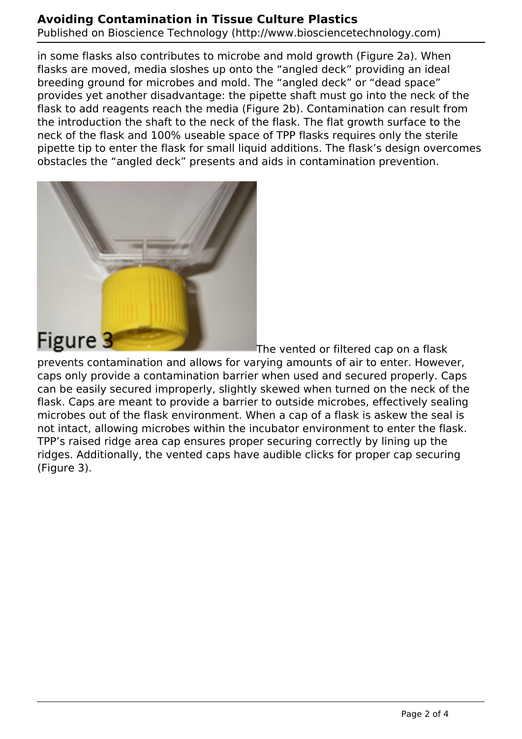in some flasks also contributes to microbe and mold growth (Figure 2a). When flasks are moved, media sloshes up onto the “angled deck” providing an ideal breeding ground for microbes and mold. The “angled deck” or “dead space” provides yet another disadvantage: the pipette shaft must go into the neck of the flask to add reagents reach the media (Figure 2b). Contamination can result from the introduction the shaft to the neck of the flask. The flat growth surface to the neck of the flask and 100% useable space of TPP flasks requires only the sterile pipette tip to enter the flask for small liquid additions. The flask’s design overcomes obstacles the “angled deck” presents and aids in contamination prevention.

Figure 3

The vented or filtered cap on a flask prevents contamination and allows for varying amounts of air to enter. However, caps only provide a contamination barrier when used and secured properly. Caps can be easily secured improperly, slightly skewed when turned on the neck of the flask. Caps are meant to provide a barrier to outside microbes, effectively sealing microbes out of the flask environment. When a cap of a flask is askew the seal is not intact, allowing microbes within the incubator environment to enter the flask. TPP’s raised ridge area cap ensures proper securing correctly by lining up the ridges. Additionally, the vented caps have audible clicks for proper cap securing (Figure 3).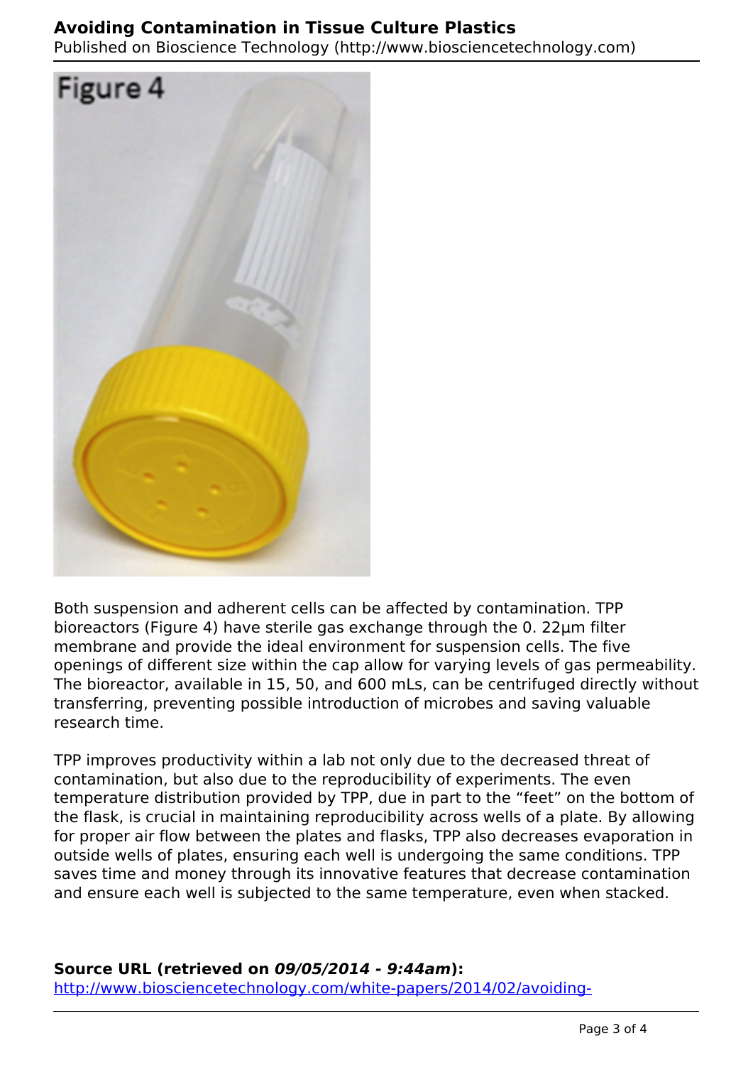Figure 4

Both suspension and adherent cells can be affected by contamination. TPP bioreactors (Figure 4) have sterile gas exchange through the 0. 22µm filter membrane and provide the ideal environment for suspension cells. The five openings of different size within the cap allow for varying levels of gas permeability. The bioreactor, available in 15, 50, and 600 mLs, can be centrifuged directly without transferring, preventing possible introduction of microbes and saving valuable research time.

TPP improves productivity within a lab not only due to the decreased threat of contamination, but also due to the reproducibility of experiments. The even temperature distribution provided by TPP, due in part to the "feet" on the bottom of the flask, is crucial in maintaining reproducibility across wells of a plate. By allowing for proper air flow between the plates and flasks, TPP also decreases evaporation in outside wells of plates, ensuring each well is undergoing the same conditions. TPP saves time and money through its innovative features that decrease contamination and ensure each well is subjected to the same temperature, even when stacked.

**Source URL (retrieved on *09/05/2014 - 9:44am*):**
http://www.biosciencetechnology.com/white-papers/2014/02/avoiding-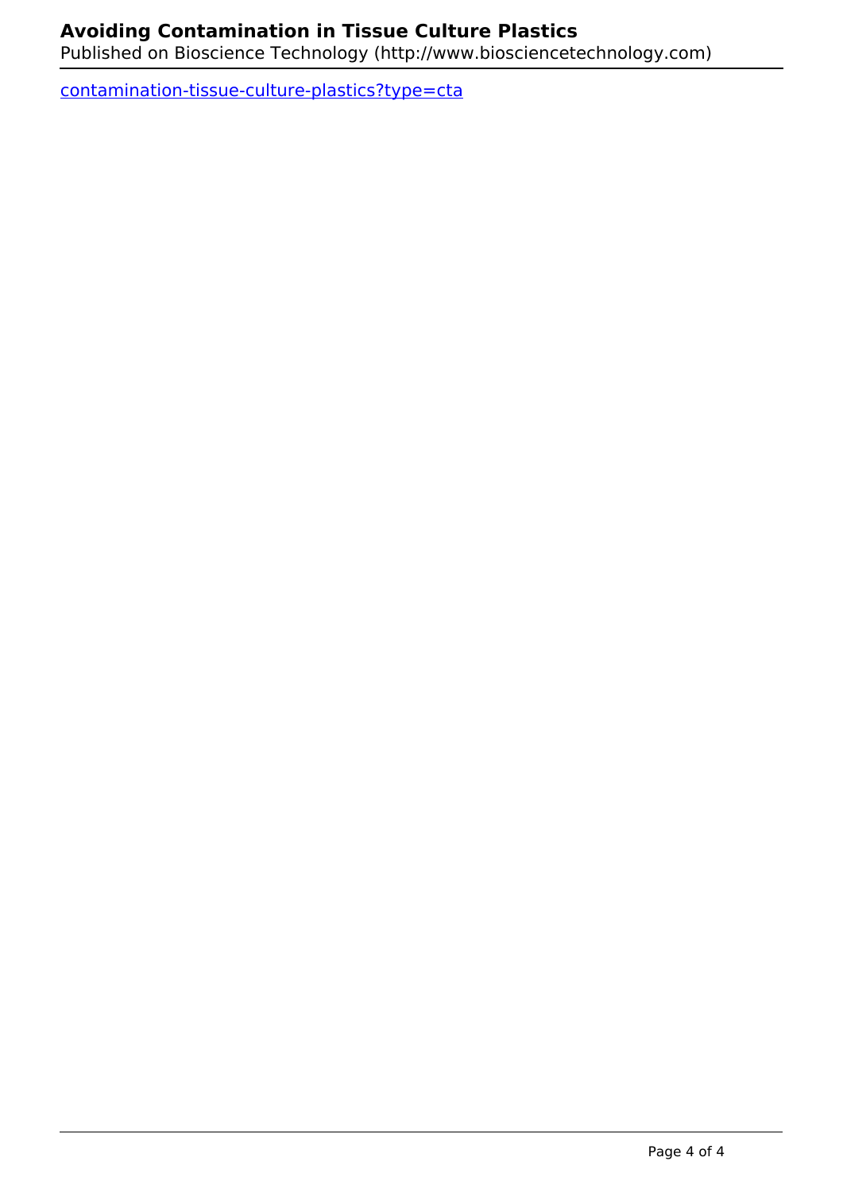contamination-tissue-culture-plastics?type=cta